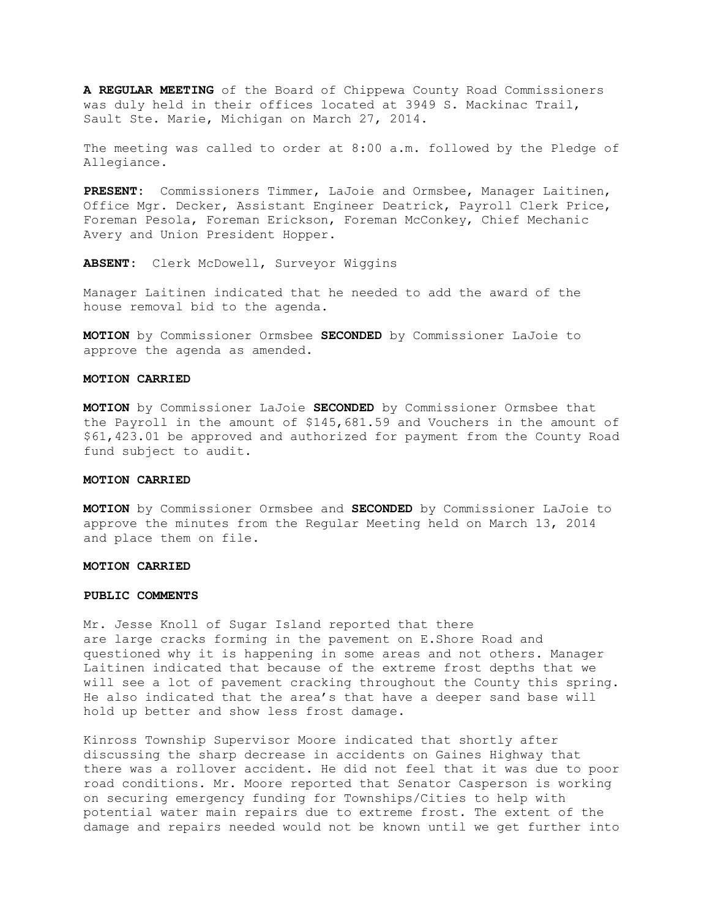**A REGULAR MEETING** of the Board of Chippewa County Road Commissioners was duly held in their offices located at 3949 S. Mackinac Trail, Sault Ste. Marie, Michigan on March 27, 2014.

The meeting was called to order at 8:00 a.m. followed by the Pledge of Allegiance.

**PRESENT:** Commissioners Timmer, LaJoie and Ormsbee, Manager Laitinen, Office Mgr. Decker, Assistant Engineer Deatrick, Payroll Clerk Price, Foreman Pesola, Foreman Erickson, Foreman McConkey, Chief Mechanic Avery and Union President Hopper.

**ABSENT:** Clerk McDowell, Surveyor Wiggins

Manager Laitinen indicated that he needed to add the award of the house removal bid to the agenda.

**MOTION** by Commissioner Ormsbee **SECONDED** by Commissioner LaJoie to approve the agenda as amended.

**MOTION CARRIED**

**MOTION** by Commissioner LaJoie **SECONDED** by Commissioner Ormsbee that the Payroll in the amount of $145,681.59 and Vouchers in the amount of $61,423.01 be approved and authorized for payment from the County Road fund subject to audit.

**MOTION CARRIED**

**MOTION** by Commissioner Ormsbee and **SECONDED** by Commissioner LaJoie to approve the minutes from the Regular Meeting held on March 13, 2014 and place them on file.

**MOTION CARRIED**

**PUBLIC COMMENTS**

Mr. Jesse Knoll of Sugar Island reported that there are large cracks forming in the pavement on E.Shore Road and questioned why it is happening in some areas and not others. Manager Laitinen indicated that because of the extreme frost depths that we will see a lot of pavement cracking throughout the County this spring. He also indicated that the area's that have a deeper sand base will hold up better and show less frost damage.

Kinross Township Supervisor Moore indicated that shortly after discussing the sharp decrease in accidents on Gaines Highway that there was a rollover accident. He did not feel that it was due to poor road conditions. Mr. Moore reported that Senator Casperson is working on securing emergency funding for Townships/Cities to help with potential water main repairs due to extreme frost. The extent of the damage and repairs needed would not be known until we get further into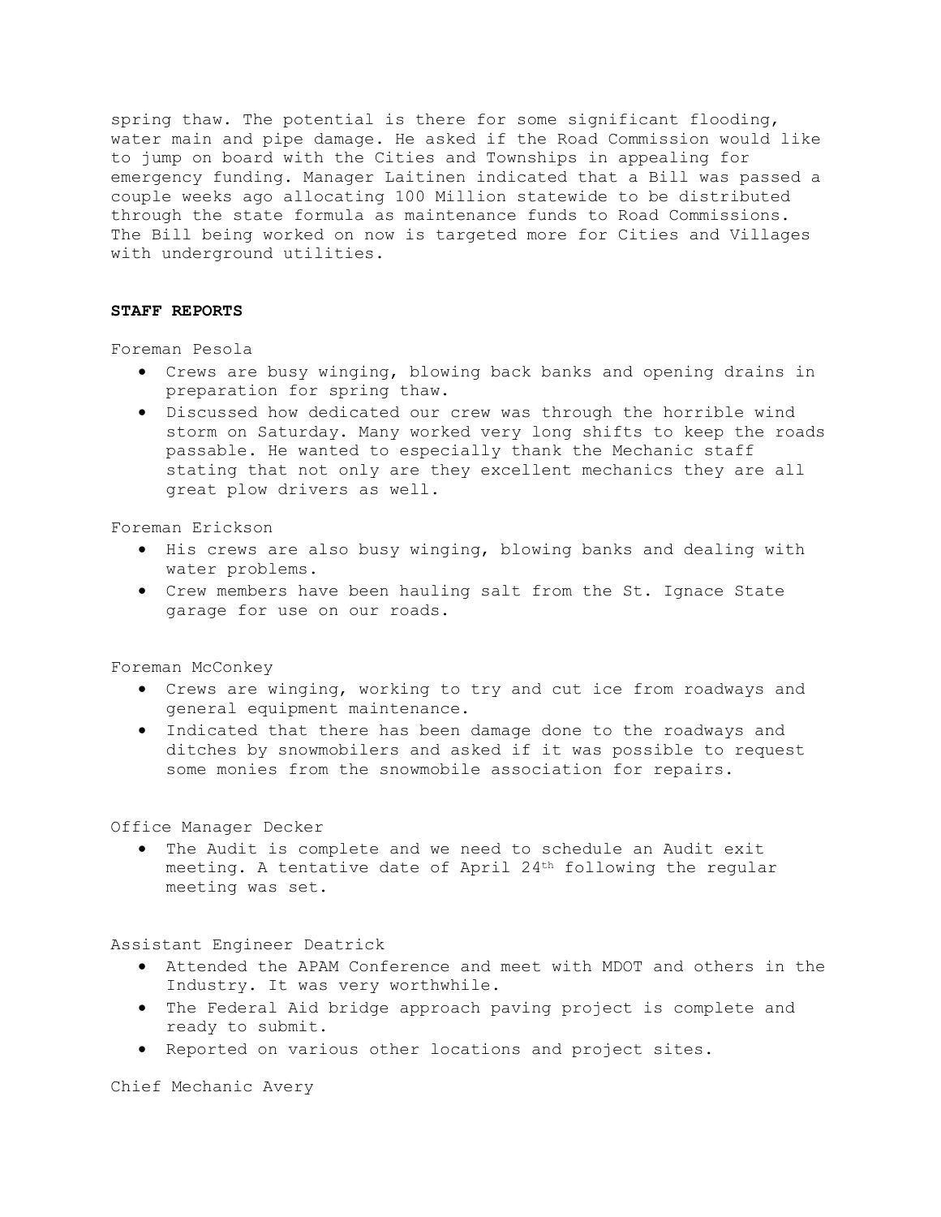spring thaw. The potential is there for some significant flooding, water main and pipe damage. He asked if the Road Commission would like to jump on board with the Cities and Townships in appealing for emergency funding. Manager Laitinen indicated that a Bill was passed a couple weeks ago allocating 100 Million statewide to be distributed through the state formula as maintenance funds to Road Commissions. The Bill being worked on now is targeted more for Cities and Villages with underground utilities.

**STAFF REPORTS**

Foreman Pesola

- Crews are busy winging, blowing back banks and opening drains in preparation for spring thaw.
- Discussed how dedicated our crew was through the horrible wind storm on Saturday. Many worked very long shifts to keep the roads passable. He wanted to especially thank the Mechanic staff stating that not only are they excellent mechanics they are all great plow drivers as well.

Foreman Erickson

- His crews are also busy winging, blowing banks and dealing with water problems.
- Crew members have been hauling salt from the St. Ignace State garage for use on our roads.

Foreman McConkey

- Crews are winging, working to try and cut ice from roadways and general equipment maintenance.
- Indicated that there has been damage done to the roadways and ditches by snowmobilers and asked if it was possible to request some monies from the snowmobile association for repairs.

Office Manager Decker

- The Audit is complete and we need to schedule an Audit exit meeting. A tentative date of April 24th following the regular meeting was set.

Assistant Engineer Deatrick

- Attended the APAM Conference and meet with MDOT and others in the Industry. It was very worthwhile.
- The Federal Aid bridge approach paving project is complete and ready to submit.
- Reported on various other locations and project sites.

Chief Mechanic Avery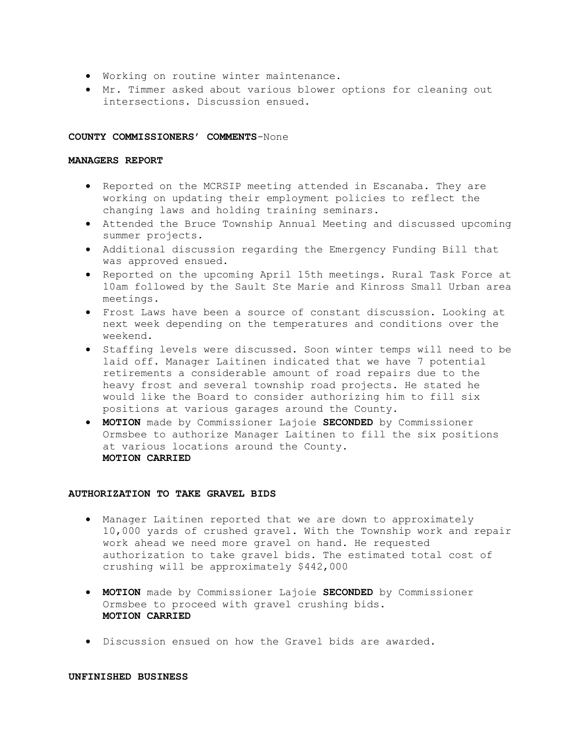- Working on routine winter maintenance.
- Mr. Timmer asked about various blower options for cleaning out intersections. Discussion ensued.

**COUNTY COMMISSIONERS' COMMENTS**-None

**MANAGERS REPORT**

- Reported on the MCRSIP meeting attended in Escanaba. They are working on updating their employment policies to reflect the changing laws and holding training seminars.
- Attended the Bruce Township Annual Meeting and discussed upcoming summer projects.
- Additional discussion regarding the Emergency Funding Bill that was approved ensued.
- Reported on the upcoming April 15th meetings. Rural Task Force at 10am followed by the Sault Ste Marie and Kinross Small Urban area meetings.
- Frost Laws have been a source of constant discussion. Looking at next week depending on the temperatures and conditions over the weekend.
- Staffing levels were discussed. Soon winter temps will need to be laid off. Manager Laitinen indicated that we have 7 potential retirements a considerable amount of road repairs due to the heavy frost and several township road projects. He stated he would like the Board to consider authorizing him to fill six positions at various garages around the County.
- **MOTION** made by Commissioner Lajoie **SECONDED** by Commissioner Ormsbee to authorize Manager Laitinen to fill the six positions at various locations around the County.
  **MOTION CARRIED**

**AUTHORIZATION TO TAKE GRAVEL BIDS**

- Manager Laitinen reported that we are down to approximately 10,000 yards of crushed gravel. With the Township work and repair work ahead we need more gravel on hand. He requested authorization to take gravel bids. The estimated total cost of crushing will be approximately $442,000

- **MOTION** made by Commissioner Lajoie **SECONDED** by Commissioner Ormsbee to proceed with gravel crushing bids.
  **MOTION CARRIED**

- Discussion ensued on how the Gravel bids are awarded.

**UNFINISHED BUSINESS**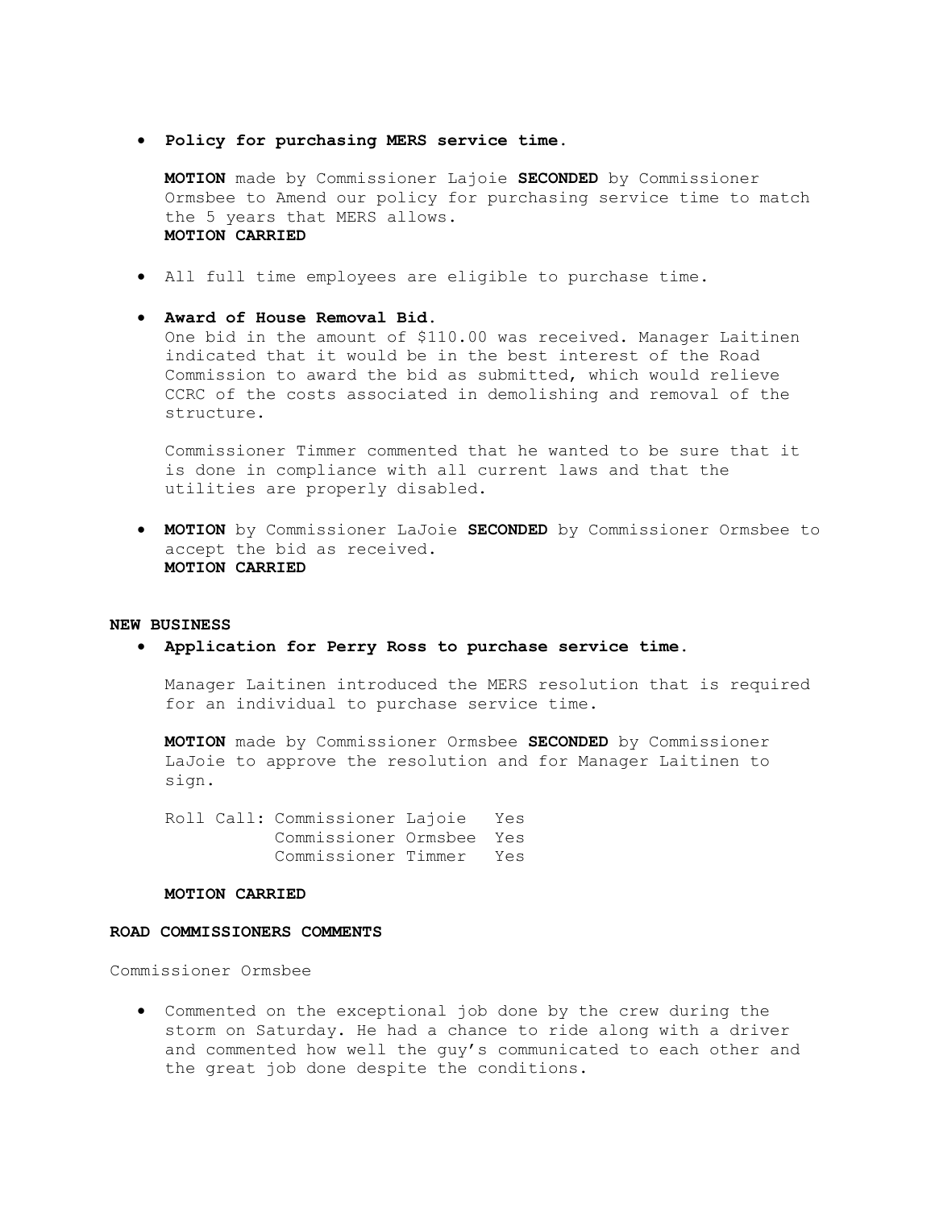- **Policy for purchasing MERS service time.**

  **MOTION** made by Commissioner Lajoie **SECONDED** by Commissioner Ormsbee to Amend our policy for purchasing service time to match the 5 years that MERS allows.
  **MOTION CARRIED**

- All full time employees are eligible to purchase time.

- **Award of House Removal Bid.**
  One bid in the amount of $110.00 was received. Manager Laitinen indicated that it would be in the best interest of the Road Commission to award the bid as submitted, which would relieve CCRC of the costs associated in demolishing and removal of the structure.

  Commissioner Timmer commented that he wanted to be sure that it is done in compliance with all current laws and that the utilities are properly disabled.

- **MOTION** by Commissioner LaJoie **SECONDED** by Commissioner Ormsbee to accept the bid as received.
  **MOTION CARRIED**

**NEW BUSINESS**

- **Application for Perry Ross to purchase service time.**

  Manager Laitinen introduced the MERS resolution that is required for an individual to purchase service time.

  **MOTION** made by Commissioner Ormsbee **SECONDED** by Commissioner LaJoie to approve the resolution and for Manager Laitinen to sign.

  Roll Call: Commissioner Lajoie Yes
  Commissioner Ormsbee Yes
  Commissioner Timmer Yes

  **MOTION CARRIED**

**ROAD COMMISSIONERS COMMENTS**

Commissioner Ormsbee

- Commented on the exceptional job done by the crew during the storm on Saturday. He had a chance to ride along with a driver and commented how well the guy's communicated to each other and the great job done despite the conditions.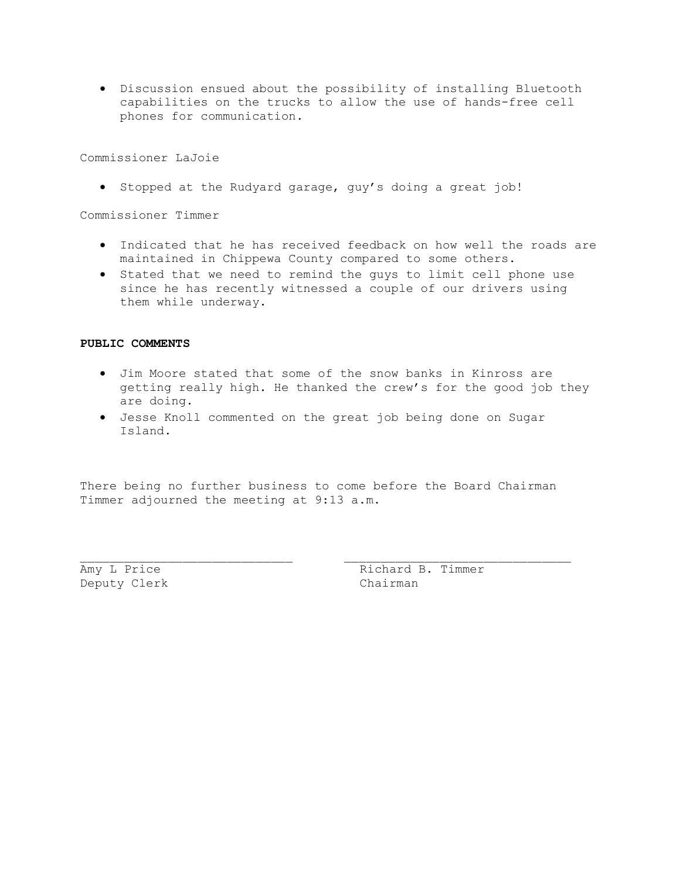- Discussion ensued about the possibility of installing Bluetooth capabilities on the trucks to allow the use of hands-free cell phones for communication.

Commissioner LaJoie

- Stopped at the Rudyard garage, guy's doing a great job!

Commissioner Timmer

- Indicated that he has received feedback on how well the roads are maintained in Chippewa County compared to some others.
- Stated that we need to remind the guys to limit cell phone use since he has recently witnessed a couple of our drivers using them while underway.

**PUBLIC COMMENTS**

- Jim Moore stated that some of the snow banks in Kinross are getting really high. He thanked the crew's for the good job they are doing.
- Jesse Knoll commented on the great job being done on Sugar Island.

There being no further business to come before the Board Chairman Timmer adjourned the meeting at 9:13 a.m.

\_\_\_\_\_\_\_\_\_\_\_\_\_\_\_\_\_\_\_\_\_\_\_\_\_\_\_\_\_ \_\_\_\_\_\_\_\_\_\_\_\_\_\_\_\_\_\_\_\_\_\_\_\_\_\_\_\_\_\_\_

Amy L Price
Deputy Clerk

Richard B. Timmer
Chairman